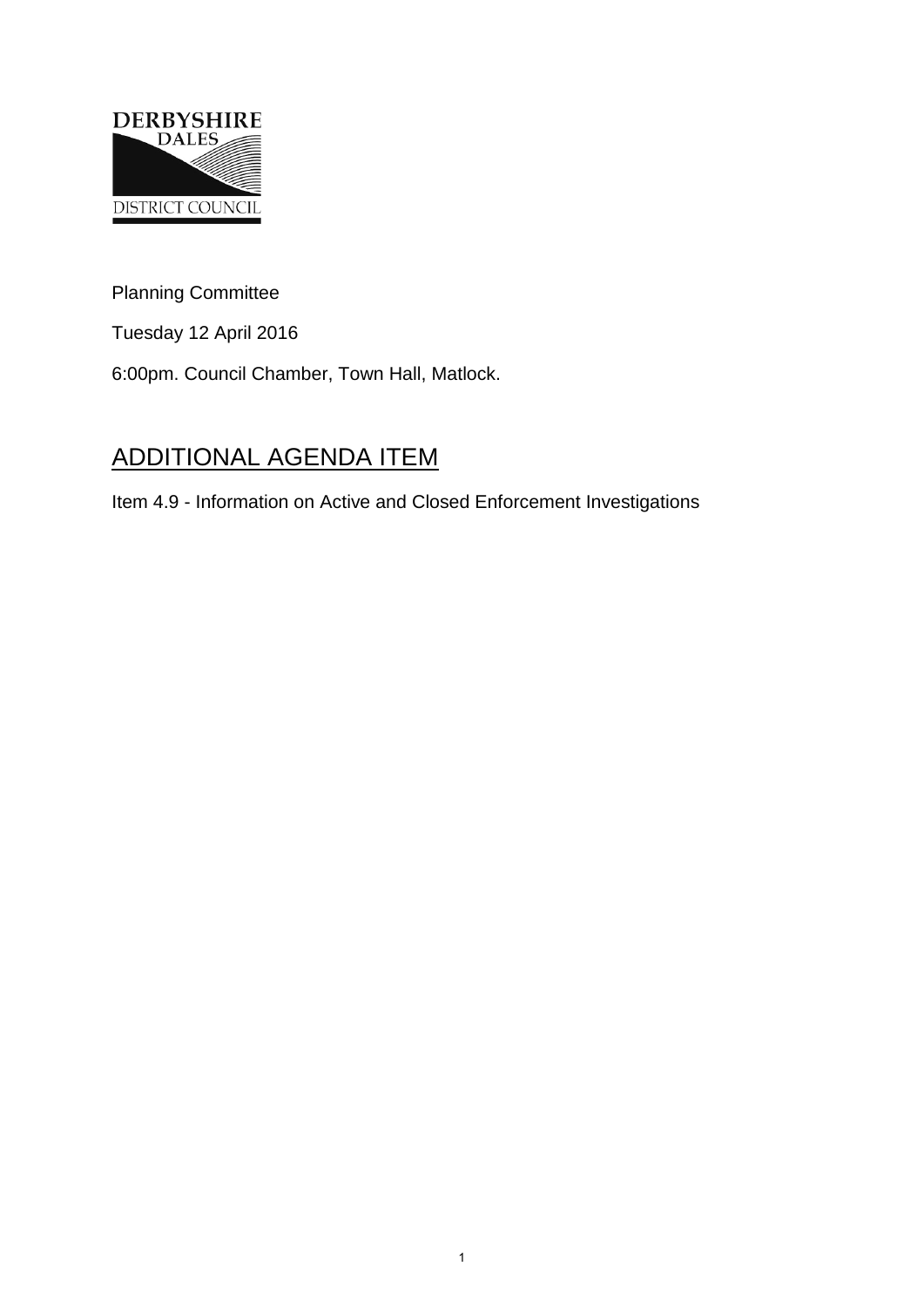DERBYSHIRE DALES DISTRICT COUNCIL

Planning Committee

Tuesday 12 April 2016

6:00pm. Council Chamber, Town Hall, Matlock.

# ADDITIONAL AGENDA ITEM

Item 4.9 - Information on Active and Closed Enforcement Investigations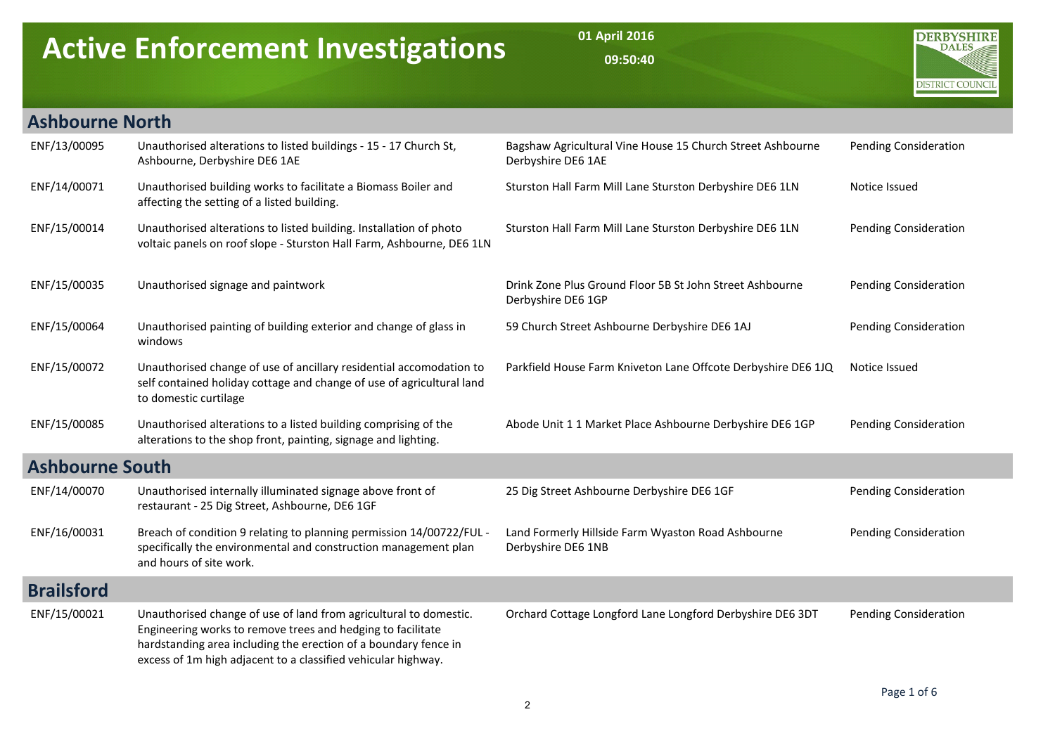# Active Enforcement Investigations

01 April 2016

09:50:40

DERBYSHIRE DALES DISTRICT COUNCIL

## Ashbourne North

| | | | |
|---|---|---|---|
| ENF/13/00095 | Unauthorised alterations to listed buildings - 15 - 17 Church St, Ashbourne, Derbyshire DE6 1AE | Bagshaw Agricultural Vine House 15 Church Street Ashbourne Derbyshire DE6 1AE | Pending Consideration |
| ENF/14/00071 | Unauthorised building works to facilitate a Biomass Boiler and affecting the setting of a listed building. | Sturston Hall Farm Mill Lane Sturston Derbyshire DE6 1LN | Notice Issued |
| ENF/15/00014 | Unauthorised alterations to listed building. Installation of photo voltaic panels on roof slope - Sturston Hall Farm, Ashbourne, DE6 1LN | Sturston Hall Farm Mill Lane Sturston Derbyshire DE6 1LN | Pending Consideration |
| ENF/15/00035 | Unauthorised signage and paintwork | Drink Zone Plus Ground Floor 5B St John Street Ashbourne Derbyshire DE6 1GP | Pending Consideration |
| ENF/15/00064 | Unauthorised painting of building exterior and change of glass in windows | 59 Church Street Ashbourne Derbyshire DE6 1AJ | Pending Consideration |
| ENF/15/00072 | Unauthorised change of use of ancillary residential accomodation to self contained holiday cottage and change of use of agricultural land to domestic curtilage | Parkfield House Farm Kniveton Lane Offcote Derbyshire DE6 1JQ | Notice Issued |
| ENF/15/00085 | Unauthorised alterations to a listed building comprising of the alterations to the shop front, painting, signage and lighting. | Abode Unit 1 1 Market Place Ashbourne Derbyshire DE6 1GP | Pending Consideration |

## Ashbourne South

| | | | |
|---|---|---|---|
| ENF/14/00070 | Unauthorised internally illuminated signage above front of restaurant - 25 Dig Street, Ashbourne, DE6 1GF | 25 Dig Street Ashbourne Derbyshire DE6 1GF | Pending Consideration |
| ENF/16/00031 | Breach of condition 9 relating to planning permission 14/00722/FUL - specifically the environmental and construction management plan and hours of site work. | Land Formerly Hillside Farm Wyaston Road Ashbourne Derbyshire DE6 1NB | Pending Consideration |

## Brailsford

| | | | |
|---|---|---|---|
| ENF/15/00021 | Unauthorised change of use of land from agricultural to domestic. Engineering works to remove trees and hedging to facilitate hardstanding area including the erection of a boundary fence in excess of 1m high adjacent to a classified vehicular highway. | Orchard Cottage Longford Lane Longford Derbyshire DE6 3DT | Pending Consideration |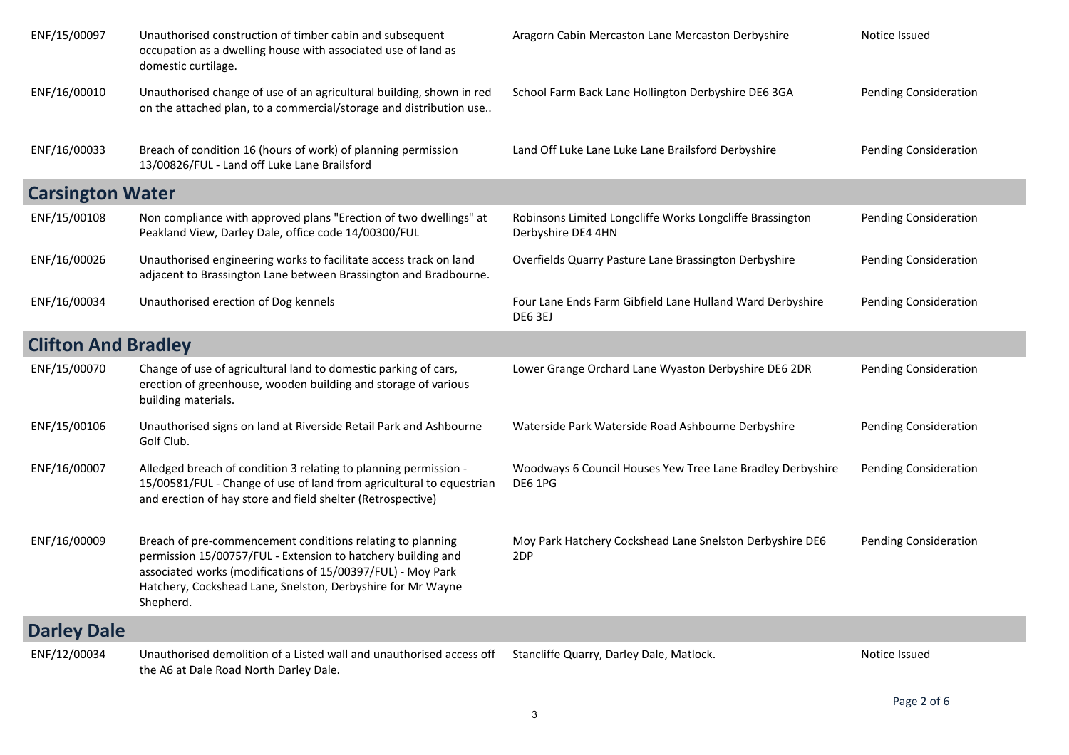| | | | |
|---|---|---|---|
| ENF/15/00097 | Unauthorised construction of timber cabin and subsequent occupation as a dwelling house with associated use of land as domestic curtilage. | Aragorn Cabin Mercaston Lane Mercaston Derbyshire | Notice Issued |
| ENF/16/00010 | Unauthorised change of use of an agricultural building, shown in red on the attached plan, to a commercial/storage and distribution use.. | School Farm Back Lane Hollington Derbyshire DE6 3GA | Pending Consideration |
| ENF/16/00033 | Breach of condition 16 (hours of work) of planning permission 13/00826/FUL - Land off Luke Lane Brailsford | Land Off Luke Lane Luke Lane Brailsford Derbyshire | Pending Consideration |

## Carsington Water

| | | | |
|---|---|---|---|
| ENF/15/00108 | Non compliance with approved plans "Erection of two dwellings" at Peakland View, Darley Dale, office code 14/00300/FUL | Robinsons Limited Longcliffe Works Longcliffe Brassington Derbyshire DE4 4HN | Pending Consideration |
| ENF/16/00026 | Unauthorised engineering works to facilitate access track on land adjacent to Brassington Lane between Brassington and Bradbourne. | Overfields Quarry Pasture Lane Brassington Derbyshire | Pending Consideration |
| ENF/16/00034 | Unauthorised erection of Dog kennels | Four Lane Ends Farm Gibfield Lane Hulland Ward Derbyshire DE6 3EJ | Pending Consideration |

## Clifton And Bradley

| | | | |
|---|---|---|---|
| ENF/15/00070 | Change of use of agricultural land to domestic parking of cars, erection of greenhouse, wooden building and storage of various building materials. | Lower Grange Orchard Lane Wyaston Derbyshire DE6 2DR | Pending Consideration |
| ENF/15/00106 | Unauthorised signs on land at Riverside Retail Park and Ashbourne Golf Club. | Waterside Park Waterside Road Ashbourne Derbyshire | Pending Consideration |
| ENF/16/00007 | Alleged breach of condition 3 relating to planning permission - 15/00581/FUL - Change of use of land from agricultural to equestrian and erection of hay store and field shelter (Retrospective) | Woodways 6 Council Houses Yew Tree Lane Bradley Derbyshire DE6 1PG | Pending Consideration |
| ENF/16/00009 | Breach of pre-commencement conditions relating to planning permission 15/00757/FUL - Extension to hatchery building and associated works (modifications of 15/00397/FUL) - Moy Park Hatchery, Cockshead Lane, Snelston, Derbyshire for Mr Wayne Shepherd. | Moy Park Hatchery Cockshead Lane Snelston Derbyshire DE6 2DP | Pending Consideration |

## Darley Dale

| | | | |
|---|---|---|---|
| ENF/12/00034 | Unauthorised demolition of a Listed wall and unauthorised access off the A6 at Dale Road North Darley Dale. | Stancliffe Quarry, Darley Dale, Matlock. | Notice Issued |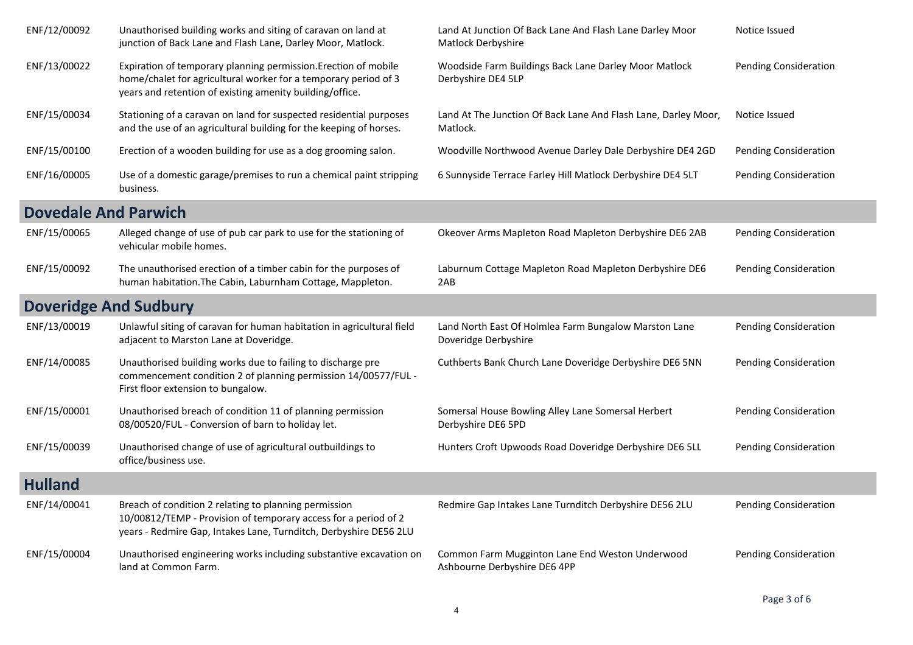| | | | |
|---|---|---|---|
| ENF/12/00092 | Unauthorised building works and siting of caravan on land at junction of Back Lane and Flash Lane, Darley Moor, Matlock. | Land At Junction Of Back Lane And Flash Lane Darley Moor Matlock Derbyshire | Notice Issued |
| ENF/13/00022 | Expiration of temporary planning permission.Erection of mobile home/chalet for agricultural worker for a temporary period of 3 years and retention of existing amenity building/office. | Woodside Farm Buildings Back Lane Darley Moor Matlock Derbyshire DE4 5LP | Pending Consideration |
| ENF/15/00034 | Stationing of a caravan on land for suspected residential purposes and the use of an agricultural building for the keeping of horses. | Land At The Junction Of Back Lane And Flash Lane, Darley Moor, Matlock. | Notice Issued |
| ENF/15/00100 | Erection of a wooden building for use as a dog grooming salon. | Woodville Northwood Avenue Darley Dale Derbyshire DE4 2GD | Pending Consideration |
| ENF/16/00005 | Use of a domestic garage/premises to run a chemical paint stripping business. | 6 Sunnyside Terrace Farley Hill Matlock Derbyshire DE4 5LT | Pending Consideration |

## Dovedale And Parwich

| | | | |
|---|---|---|---|
| ENF/15/00065 | Alleged change of use of pub car park to use for the stationing of vehicular mobile homes. | Okeover Arms Mapleton Road Mapleton Derbyshire DE6 2AB | Pending Consideration |
| ENF/15/00092 | The unauthorised erection of a timber cabin for the purposes of human habitation.The Cabin, Laburnham Cottage, Mappleton. | Laburnum Cottage Mapleton Road Mapleton Derbyshire DE6 2AB | Pending Consideration |

## Doveridge And Sudbury

| | | | |
|---|---|---|---|
| ENF/13/00019 | Unlawful siting of caravan for human habitation in agricultural field adjacent to Marston Lane at Doveridge. | Land North East Of Holmlea Farm Bungalow Marston Lane Doveridge Derbyshire | Pending Consideration |
| ENF/14/00085 | Unauthorised building works due to failing to discharge pre commencement condition 2 of planning permission 14/00577/FUL - First floor extension to bungalow. | Cuthberts Bank Church Lane Doveridge Derbyshire DE6 5NN | Pending Consideration |
| ENF/15/00001 | Unauthorised breach of condition 11 of planning permission 08/00520/FUL - Conversion of barn to holiday let. | Somersal House Bowling Alley Lane Somersal Herbert Derbyshire DE6 5PD | Pending Consideration |
| ENF/15/00039 | Unauthorised change of use of agricultural outbuildings to office/business use. | Hunters Croft Upwoods Road Doveridge Derbyshire DE6 5LL | Pending Consideration |

## Hulland

| | | | |
|---|---|---|---|
| ENF/14/00041 | Breach of condition 2 relating to planning permission 10/00812/TEMP - Provision of temporary access for a period of 2 years - Redmire Gap, Intakes Lane, Turnditch, Derbyshire DE56 2LU | Redmire Gap Intakes Lane Turnditch Derbyshire DE56 2LU | Pending Consideration |
| ENF/15/00004 | Unauthorised engineering works including substantive excavation on land at Common Farm. | Common Farm Mugginton Lane End Weston Underwood Ashbourne Derbyshire DE6 4PP | Pending Consideration |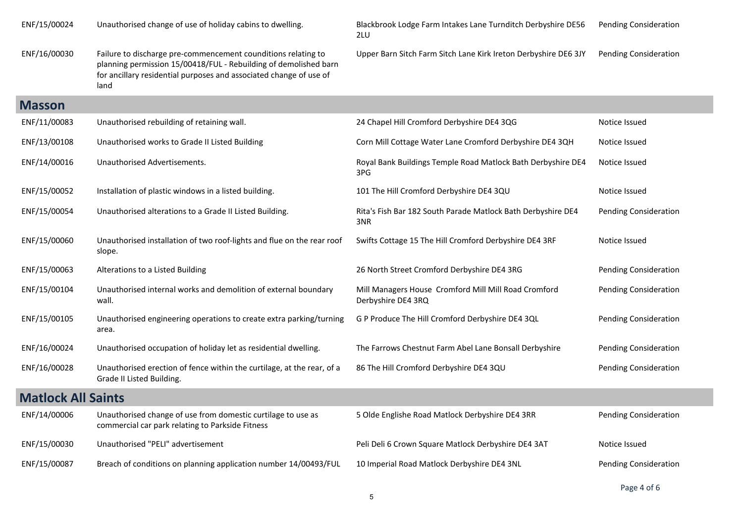| | | | |
|---|---|---|---|
| ENF/15/00024 | Unauthorised change of use of holiday cabins to dwelling. | Blackbrook Lodge Farm Intakes Lane Turnditch Derbyshire DE56 2LU | Pending Consideration |
| ENF/16/00030 | Failure to discharge pre-commencement counditions relating to planning permission 15/00418/FUL - Rebuilding of demolished barn for ancillary residential purposes and associated change of use of land | Upper Barn Sitch Farm Sitch Lane Kirk Ireton Derbyshire DE6 3JY | Pending Consideration |

## Masson

| | | | |
|---|---|---|---|
| ENF/11/00083 | Unauthorised rebuilding of retaining wall. | 24 Chapel Hill Cromford Derbyshire DE4 3QG | Notice Issued |
| ENF/13/00108 | Unauthorised works to Grade II Listed Building | Corn Mill Cottage Water Lane Cromford Derbyshire DE4 3QH | Notice Issued |
| ENF/14/00016 | Unauthorised Advertisements. | Royal Bank Buildings Temple Road Matlock Bath Derbyshire DE4 3PG | Notice Issued |
| ENF/15/00052 | Installation of plastic windows in a listed building. | 101 The Hill Cromford Derbyshire DE4 3QU | Notice Issued |
| ENF/15/00054 | Unauthorised alterations to a Grade II Listed Building. | Rita's Fish Bar 182 South Parade Matlock Bath Derbyshire DE4 3NR | Pending Consideration |
| ENF/15/00060 | Unauthorised installation of two roof-lights and flue on the rear roof slope. | Swifts Cottage 15 The Hill Cromford Derbyshire DE4 3RF | Notice Issued |
| ENF/15/00063 | Alterations to a Listed Building | 26 North Street Cromford Derbyshire DE4 3RG | Pending Consideration |
| ENF/15/00104 | Unauthorised internal works and demolition of external boundary wall. | Mill Managers House Cromford Mill Mill Road Cromford Derbyshire DE4 3RQ | Pending Consideration |
| ENF/15/00105 | Unauthorised engineering operations to create extra parking/turning area. | G P Produce The Hill Cromford Derbyshire DE4 3QL | Pending Consideration |
| ENF/16/00024 | Unauthorised occupation of holiday let as residential dwelling. | The Farrows Chestnut Farm Abel Lane Bonsall Derbyshire | Pending Consideration |
| ENF/16/00028 | Unauthorised erection of fence within the curtilage, at the rear, of a Grade II Listed Building. | 86 The Hill Cromford Derbyshire DE4 3QU | Pending Consideration |

## Matlock All Saints

| | | | |
|---|---|---|---|
| ENF/14/00006 | Unauthorised change of use from domestic curtilage to use as commercial car park relating to Parkside Fitness | 5 Olde Englishe Road Matlock Derbyshire DE4 3RR | Pending Consideration |
| ENF/15/00030 | Unauthorised "PELI" advertisement | Peli Deli 6 Crown Square Matlock Derbyshire DE4 3AT | Notice Issued |
| ENF/15/00087 | Breach of conditions on planning application number 14/00493/FUL | 10 Imperial Road Matlock Derbyshire DE4 3NL | Pending Consideration |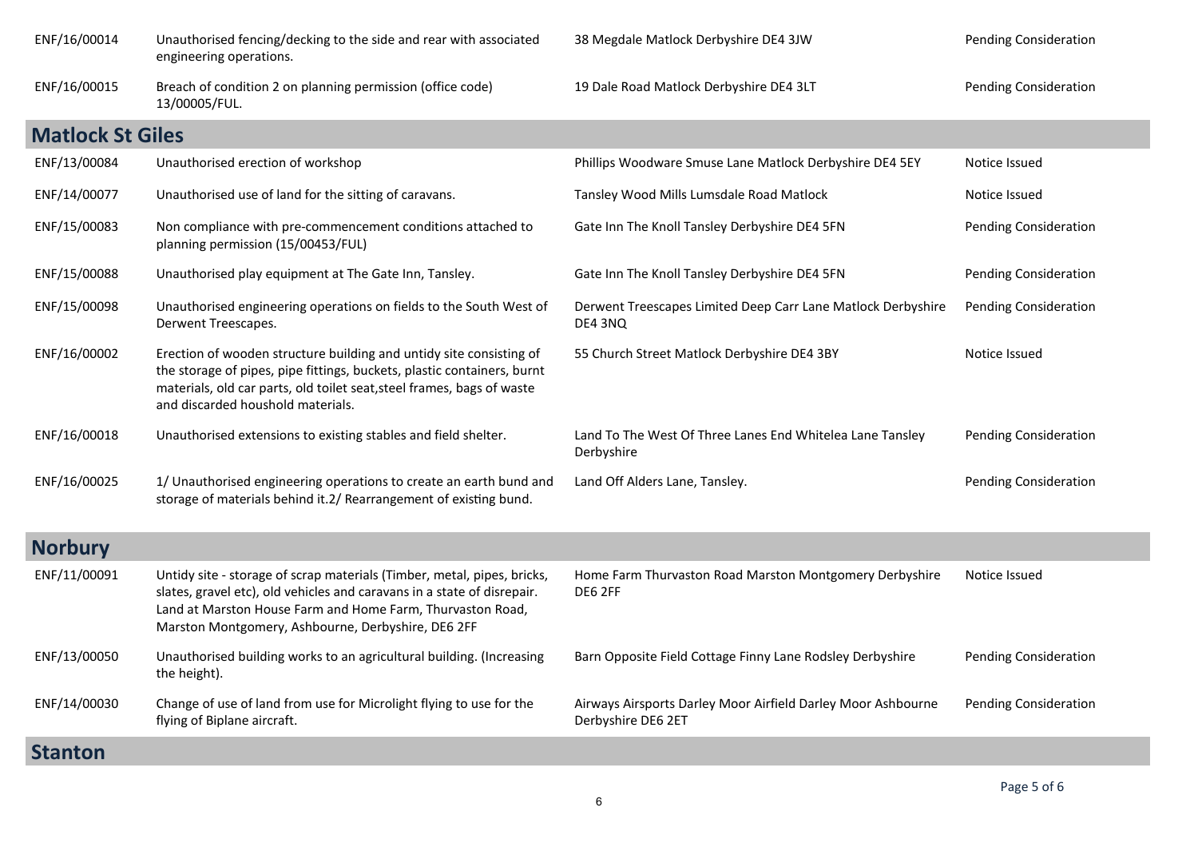| | | | |
|---|---|---|---|
| ENF/16/00014 | Unauthorised fencing/decking to the side and rear with associated engineering operations. | 38 Megdale Matlock Derbyshire DE4 3JW | Pending Consideration |
| ENF/16/00015 | Breach of condition 2 on planning permission (office code) 13/00005/FUL. | 19 Dale Road Matlock Derbyshire DE4 3LT | Pending Consideration |

## Matlock St Giles

| | | | |
|---|---|---|---|
| ENF/13/00084 | Unauthorised erection of workshop | Phillips Woodware Smuse Lane Matlock Derbyshire DE4 5EY | Notice Issued |
| ENF/14/00077 | Unauthorised use of land for the sitting of caravans. | Tansley Wood Mills Lumsdale Road Matlock | Notice Issued |
| ENF/15/00083 | Non compliance with pre-commencement conditions attached to planning permission (15/00453/FUL) | Gate Inn The Knoll Tansley Derbyshire DE4 5FN | Pending Consideration |
| ENF/15/00088 | Unauthorised play equipment at The Gate Inn, Tansley. | Gate Inn The Knoll Tansley Derbyshire DE4 5FN | Pending Consideration |
| ENF/15/00098 | Unauthorised engineering operations on fields to the South West of Derwent Treescapes. | Derwent Treescapes Limited Deep Carr Lane Matlock Derbyshire DE4 3NQ | Pending Consideration |
| ENF/16/00002 | Erection of wooden structure building and untidy site consisting of the storage of pipes, pipe fittings, buckets, plastic containers, burnt materials, old car parts, old toilet seat,steel frames, bags of waste and discarded houshold materials. | 55 Church Street Matlock Derbyshire DE4 3BY | Notice Issued |
| ENF/16/00018 | Unauthorised extensions to existing stables and field shelter. | Land To The West Of Three Lanes End Whitelea Lane Tansley Derbyshire | Pending Consideration |
| ENF/16/00025 | 1/ Unauthorised engineering operations to create an earth bund and storage of materials behind it.2/ Rearrangement of existing bund. | Land Off Alders Lane, Tansley. | Pending Consideration |

## Norbury

| | | | |
|---|---|---|---|
| ENF/11/00091 | Untidy site - storage of scrap materials (Timber, metal, pipes, bricks, slates, gravel etc), old vehicles and caravans in a state of disrepair. Land at Marston House Farm and Home Farm, Thurvaston Road, Marston Montgomery, Ashbourne, Derbyshire, DE6 2FF | Home Farm Thurvaston Road Marston Montgomery Derbyshire DE6 2FF | Notice Issued |
| ENF/13/00050 | Unauthorised building works to an agricultural building. (Increasing the height). | Barn Opposite Field Cottage Finny Lane Rodsley Derbyshire | Pending Consideration |
| ENF/14/00030 | Change of use of land from use for Microlight flying to use for the flying of Biplane aircraft. | Airways Airsports Darley Moor Airfield Darley Moor Ashbourne Derbyshire DE6 2ET | Pending Consideration |

## Stanton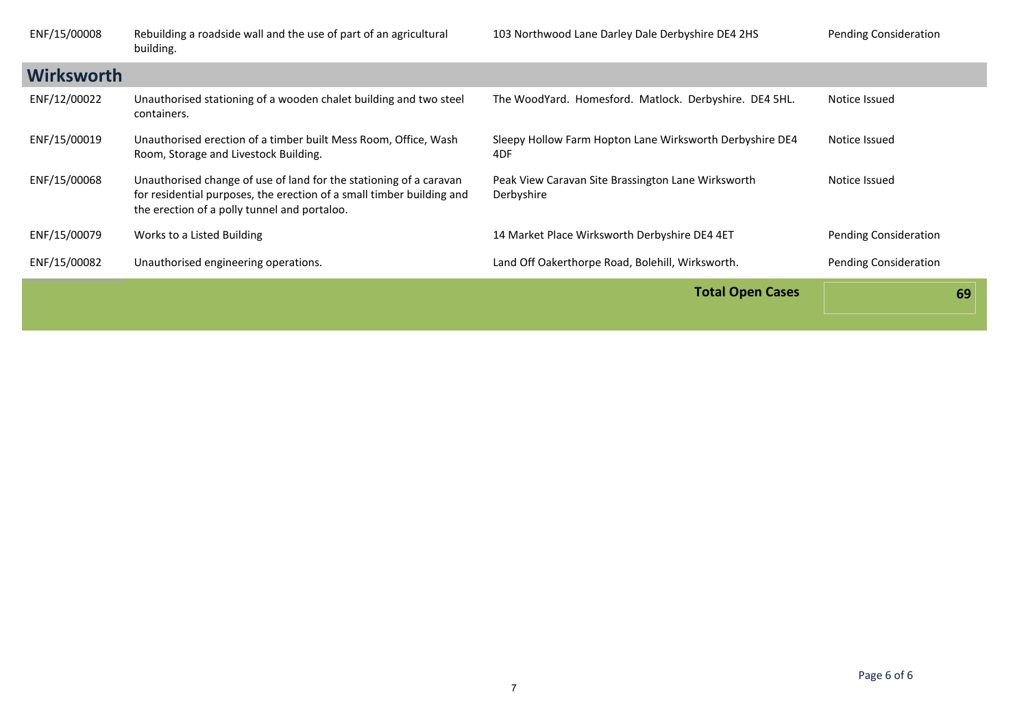| | | | |
|---|---|---|---|
| ENF/15/00008 | Rebuilding a roadside wall and the use of part of an agricultural building. | 103 Northwood Lane Darley Dale Derbyshire DE4 2HS | Pending Consideration |

## Wirksworth

| | | | |
|---|---|---|---|
| ENF/12/00022 | Unauthorised stationing of a wooden chalet building and two steel containers. | The WoodYard. Homesford. Matlock. Derbyshire. DE4 5HL. | Notice Issued |
| ENF/15/00019 | Unauthorised erection of a timber built Mess Room, Office, Wash Room, Storage and Livestock Building. | Sleepy Hollow Farm Hopton Lane Wirksworth Derbyshire DE4 4DF | Notice Issued |
| ENF/15/00068 | Unauthorised change of use of land for the stationing of a caravan for residential purposes, the erection of a small timber building and the erection of a polly tunnel and portaloo. | Peak View Caravan Site Brassington Lane Wirksworth Derbyshire | Notice Issued |
| ENF/15/00079 | Works to a Listed Building | 14 Market Place Wirksworth Derbyshire DE4 4ET | Pending Consideration |
| ENF/15/00082 | Unauthorised engineering operations. | Land Off Oakerthorpe Road, Bolehill, Wirksworth. | Pending Consideration |
| | | **Total Open Cases** | **69** |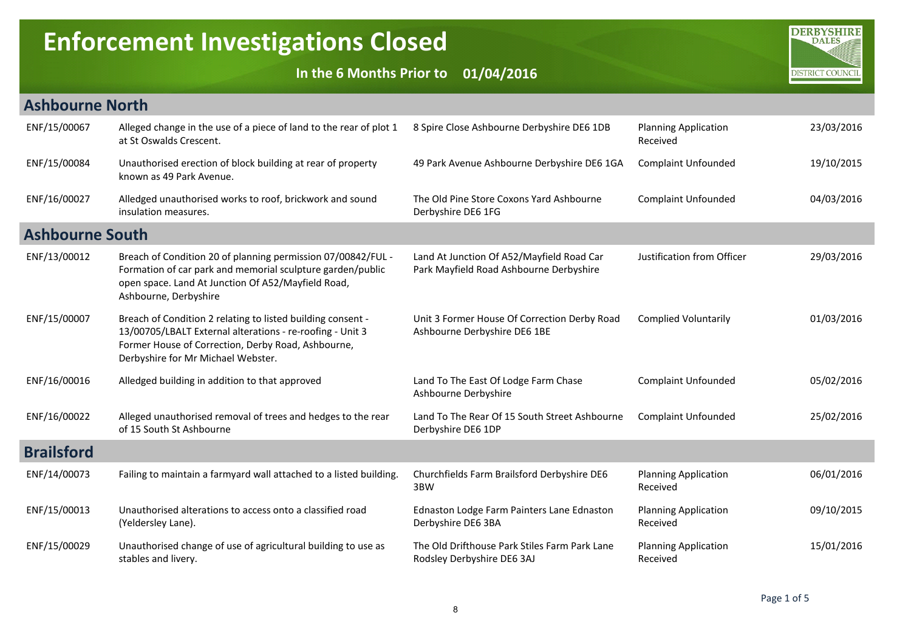# Enforcement Investigations Closed

**In the 6 Months Prior to 01/04/2016**

## Ashbourne North

| | | | | |
|---|---|---|---|---|
| ENF/15/00067 | Alleged change in the use of a piece of land to the rear of plot 1 at St Oswalds Crescent. | 8 Spire Close Ashbourne Derbyshire DE6 1DB | Planning Application Received | 23/03/2016 |
| ENF/15/00084 | Unauthorised erection of block building at rear of property known as 49 Park Avenue. | 49 Park Avenue Ashbourne Derbyshire DE6 1GA | Complaint Unfounded | 19/10/2015 |
| ENF/16/00027 | Alledged unauthorised works to roof, brickwork and sound insulation measures. | The Old Pine Store Coxons Yard Ashbourne Derbyshire DE6 1FG | Complaint Unfounded | 04/03/2016 |

## Ashbourne South

| | | | | |
|---|---|---|---|---|
| ENF/13/00012 | Breach of Condition 20 of planning permission 07/00842/FUL - Formation of car park and memorial sculpture garden/public open space. Land At Junction Of A52/Mayfield Road, Ashbourne, Derbyshire | Land At Junction Of A52/Mayfield Road Car Park Mayfield Road Ashbourne Derbyshire | Justification from Officer | 29/03/2016 |
| ENF/15/00007 | Breach of Condition 2 relating to listed building consent - 13/00705/LBALT External alterations - re-roofing - Unit 3 Former House of Correction, Derby Road, Ashbourne, Derbyshire for Mr Michael Webster. | Unit 3 Former House Of Correction Derby Road Ashbourne Derbyshire DE6 1BE | Complied Voluntarily | 01/03/2016 |
| ENF/16/00016 | Alledged building in addition to that approved | Land To The East Of Lodge Farm Chase Ashbourne Derbyshire | Complaint Unfounded | 05/02/2016 |
| ENF/16/00022 | Alleged unauthorised removal of trees and hedges to the rear of 15 South St Ashbourne | Land To The Rear Of 15 South Street Ashbourne Derbyshire DE6 1DP | Complaint Unfounded | 25/02/2016 |

## Brailsford

| | | | | |
|---|---|---|---|---|
| ENF/14/00073 | Failing to maintain a farmyard wall attached to a listed building. | Churchfields Farm Brailsford Derbyshire DE6 3BW | Planning Application Received | 06/01/2016 |
| ENF/15/00013 | Unauthorised alterations to access onto a classified road (Yeldersley Lane). | Ednaston Lodge Farm Painters Lane Ednaston Derbyshire DE6 3BA | Planning Application Received | 09/10/2015 |
| ENF/15/00029 | Unauthorised change of use of agricultural building to use as stables and livery. | The Old Drifthouse Park Stiles Farm Park Lane Rodsley Derbyshire DE6 3AJ | Planning Application Received | 15/01/2016 |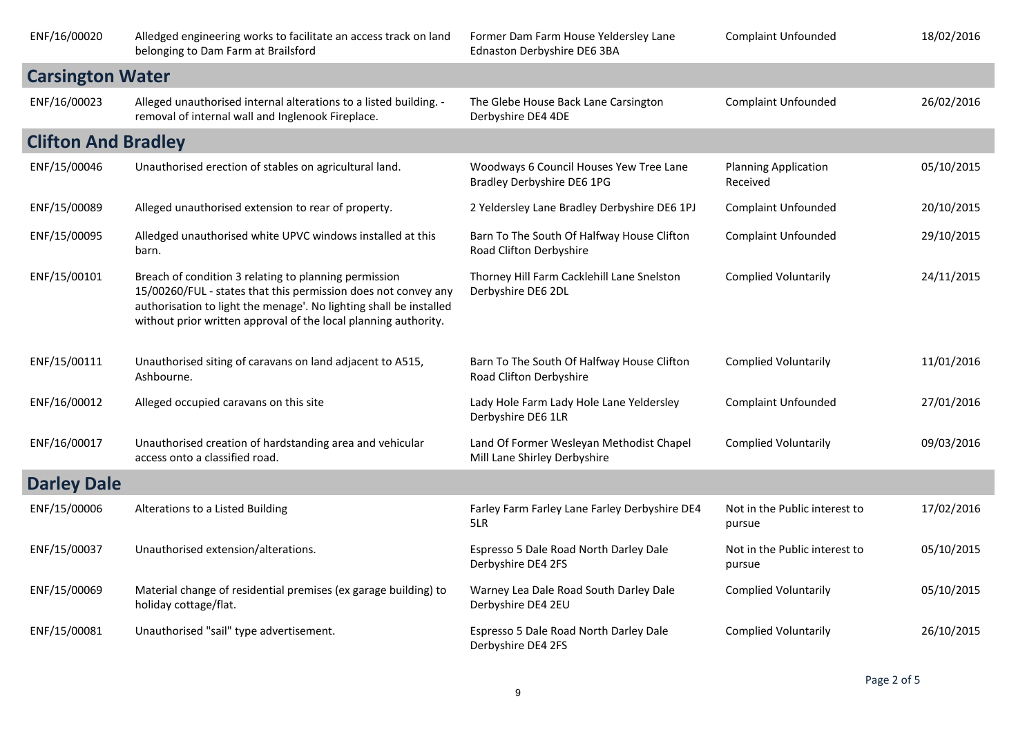| | | | | |
|---|---|---|---|---|
| ENF/16/00020 | Alledged engineering works to facilitate an access track on land belonging to Dam Farm at Brailsford | Former Dam Farm House Yeldersley Lane Ednaston Derbyshire DE6 3BA | Complaint Unfounded | 18/02/2016 |

## Carsington Water

| | | | | |
|---|---|---|---|---|
| ENF/16/00023 | Alleged unauthorised internal alterations to a listed building. - removal of internal wall and Inglenook Fireplace. | The Glebe House Back Lane Carsington Derbyshire DE4 4DE | Complaint Unfounded | 26/02/2016 |

## Clifton And Bradley

| | | | | |
|---|---|---|---|---|
| ENF/15/00046 | Unauthorised erection of stables on agricultural land. | Woodways 6 Council Houses Yew Tree Lane Bradley Derbyshire DE6 1PG | Planning Application Received | 05/10/2015 |
| ENF/15/00089 | Alleged unauthorised extension to rear of property. | 2 Yeldersley Lane Bradley Derbyshire DE6 1PJ | Complaint Unfounded | 20/10/2015 |
| ENF/15/00095 | Alledged unauthorised white UPVC windows installed at this barn. | Barn To The South Of Halfway House Clifton Road Clifton Derbyshire | Complaint Unfounded | 29/10/2015 |
| ENF/15/00101 | Breach of condition 3 relating to planning permission 15/00260/FUL - states that this permission does not convey any authorisation to light the menage'. No lighting shall be installed without prior written approval of the local planning authority. | Thorney Hill Farm Cacklehill Lane Snelston Derbyshire DE6 2DL | Complied Voluntarily | 24/11/2015 |
| ENF/15/00111 | Unauthorised siting of caravans on land adjacent to A515, Ashbourne. | Barn To The South Of Halfway House Clifton Road Clifton Derbyshire | Complied Voluntarily | 11/01/2016 |
| ENF/16/00012 | Alleged occupied caravans on this site | Lady Hole Farm Lady Hole Lane Yeldersley Derbyshire DE6 1LR | Complaint Unfounded | 27/01/2016 |
| ENF/16/00017 | Unauthorised creation of hardstanding area and vehicular access onto a classified road. | Land Of Former Wesleyan Methodist Chapel Mill Lane Shirley Derbyshire | Complied Voluntarily | 09/03/2016 |

## Darley Dale

| | | | | |
|---|---|---|---|---|
| ENF/15/00006 | Alterations to a Listed Building | Farley Farm Farley Lane Farley Derbyshire DE4 5LR | Not in the Public interest to pursue | 17/02/2016 |
| ENF/15/00037 | Unauthorised extension/alterations. | Espresso 5 Dale Road North Darley Dale Derbyshire DE4 2FS | Not in the Public interest to pursue | 05/10/2015 |
| ENF/15/00069 | Material change of residential premises (ex garage building) to holiday cottage/flat. | Warney Lea Dale Road South Darley Dale Derbyshire DE4 2EU | Complied Voluntarily | 05/10/2015 |
| ENF/15/00081 | Unauthorised "sail" type advertisement. | Espresso 5 Dale Road North Darley Dale Derbyshire DE4 2FS | Complied Voluntarily | 26/10/2015 |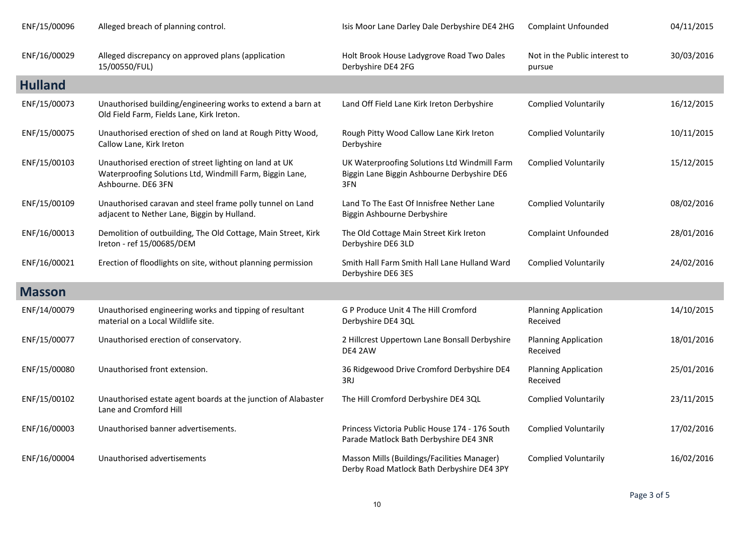| | | | | |
|---|---|---|---|---|
| ENF/15/00096 | Alleged breach of planning control. | Isis Moor Lane Darley Dale Derbyshire DE4 2HG | Complaint Unfounded | 04/11/2015 |
| ENF/16/00029 | Alleged discrepancy on approved plans (application 15/00550/FUL) | Holt Brook House Ladygrove Road Two Dales Derbyshire DE4 2FG | Not in the Public interest to pursue | 30/03/2016 |

## Hulland

| | | | | |
|---|---|---|---|---|
| ENF/15/00073 | Unauthorised building/engineering works to extend a barn at Old Field Farm, Fields Lane, Kirk Ireton. | Land Off Field Lane Kirk Ireton Derbyshire | Complied Voluntarily | 16/12/2015 |
| ENF/15/00075 | Unauthorised erection of shed on land at Rough Pitty Wood, Callow Lane, Kirk Ireton | Rough Pitty Wood Callow Lane Kirk Ireton Derbyshire | Complied Voluntarily | 10/11/2015 |
| ENF/15/00103 | Unauthorised erection of street lighting on land at UK Waterproofing Solutions Ltd, Windmill Farm, Biggin Lane, Ashbourne. DE6 3FN | UK Waterproofing Solutions Ltd Windmill Farm Biggin Lane Biggin Ashbourne Derbyshire DE6 3FN | Complied Voluntarily | 15/12/2015 |
| ENF/15/00109 | Unauthorised caravan and steel frame polly tunnel on Land adjacent to Nether Lane, Biggin by Hulland. | Land To The East Of Innisfree Nether Lane Biggin Ashbourne Derbyshire | Complied Voluntarily | 08/02/2016 |
| ENF/16/00013 | Demolition of outbuilding, The Old Cottage, Main Street, Kirk Ireton - ref 15/00685/DEM | The Old Cottage Main Street Kirk Ireton Derbyshire DE6 3LD | Complaint Unfounded | 28/01/2016 |
| ENF/16/00021 | Erection of floodlights on site, without planning permission | Smith Hall Farm Smith Hall Lane Hulland Ward Derbyshire DE6 3ES | Complied Voluntarily | 24/02/2016 |

## Masson

| | | | | |
|---|---|---|---|---|
| ENF/14/00079 | Unauthorised engineering works and tipping of resultant material on a Local Wildlife site. | G P Produce Unit 4 The Hill Cromford Derbyshire DE4 3QL | Planning Application Received | 14/10/2015 |
| ENF/15/00077 | Unauthorised erection of conservatory. | 2 Hillcrest Uppertown Lane Bonsall Derbyshire DE4 2AW | Planning Application Received | 18/01/2016 |
| ENF/15/00080 | Unauthorised front extension. | 36 Ridgewood Drive Cromford Derbyshire DE4 3RJ | Planning Application Received | 25/01/2016 |
| ENF/15/00102 | Unauthorised estate agent boards at the junction of Alabaster Lane and Cromford Hill | The Hill Cromford Derbyshire DE4 3QL | Complied Voluntarily | 23/11/2015 |
| ENF/16/00003 | Unauthorised banner advertisements. | Princess Victoria Public House 174 - 176 South Parade Matlock Bath Derbyshire DE4 3NR | Complied Voluntarily | 17/02/2016 |
| ENF/16/00004 | Unauthorised advertisements | Masson Mills (Buildings/Facilities Manager) Derby Road Matlock Bath Derbyshire DE4 3PY | Complied Voluntarily | 16/02/2016 |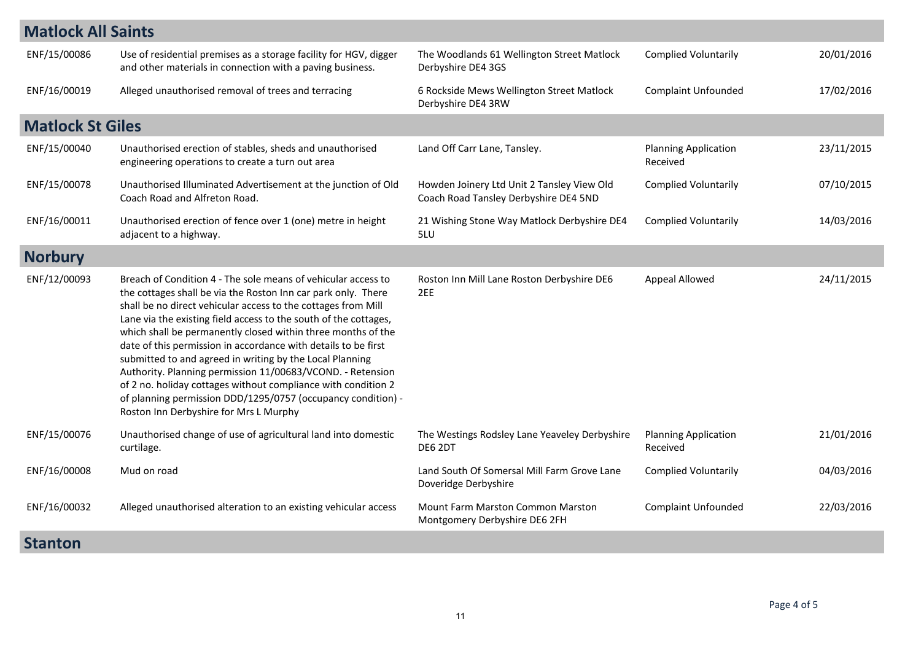## Matlock All Saints

| | | | | |
|---|---|---|---|---|
| ENF/15/00086 | Use of residential premises as a storage facility for HGV, digger and other materials in connection with a paving business. | The Woodlands 61 Wellington Street Matlock Derbyshire DE4 3GS | Complied Voluntarily | 20/01/2016 |
| ENF/16/00019 | Alleged unauthorised removal of trees and terracing | 6 Rockside Mews Wellington Street Matlock Derbyshire DE4 3RW | Complaint Unfounded | 17/02/2016 |

## Matlock St Giles

| | | | | |
|---|---|---|---|---|
| ENF/15/00040 | Unauthorised erection of stables, sheds and unauthorised engineering operations to create a turn out area | Land Off Carr Lane, Tansley. | Planning Application Received | 23/11/2015 |
| ENF/15/00078 | Unauthorised Illuminated Advertisement at the junction of Old Coach Road and Alfreton Road. | Howden Joinery Ltd Unit 2 Tansley View Old Coach Road Tansley Derbyshire DE4 5ND | Complied Voluntarily | 07/10/2015 |
| ENF/16/00011 | Unauthorised erection of fence over 1 (one) metre in height adjacent to a highway. | 21 Wishing Stone Way Matlock Derbyshire DE4 5LU | Complied Voluntarily | 14/03/2016 |

## Norbury

| | | | | |
|---|---|---|---|---|
| ENF/12/00093 | Breach of Condition 4 - The sole means of vehicular access to the cottages shall be via the Roston Inn car park only. There shall be no direct vehicular access to the cottages from Mill Lane via the existing field access to the south of the cottages, which shall be permanently closed within three months of the date of this permission in accordance with details to be first submitted to and agreed in writing by the Local Planning Authority. Planning permission 11/00683/VCOND. - Retension of 2 no. holiday cottages without compliance with condition 2 of planning permission DDD/1295/0757 (occupancy condition) - Roston Inn Derbyshire for Mrs L Murphy | Roston Inn Mill Lane Roston Derbyshire DE6 2EE | Appeal Allowed | 24/11/2015 |
| ENF/15/00076 | Unauthorised change of use of agricultural land into domestic curtilage. | The Westings Rodsley Lane Yeaveley Derbyshire DE6 2DT | Planning Application Received | 21/01/2016 |
| ENF/16/00008 | Mud on road | Land South Of Somersal Mill Farm Grove Lane Doveridge Derbyshire | Complied Voluntarily | 04/03/2016 |
| ENF/16/00032 | Alleged unauthorised alteration to an existing vehicular access | Mount Farm Marston Common Marston Montgomery Derbyshire DE6 2FH | Complaint Unfounded | 22/03/2016 |

## Stanton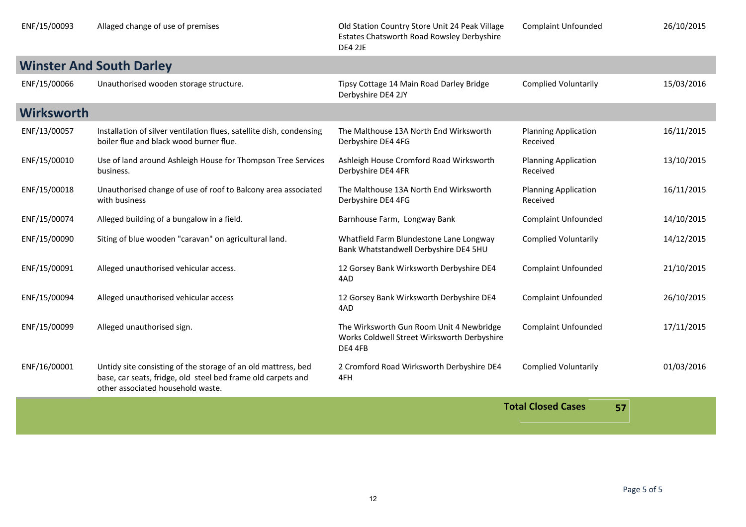| | | | | |
|---|---|---|---|---|
| ENF/15/00093 | Allaged change of use of premises | Old Station Country Store Unit 24 Peak Village Estates Chatsworth Road Rowsley Derbyshire DE4 2JE | Complaint Unfounded | 26/10/2015 |

## Winster And South Darley

| | | | | |
|---|---|---|---|---|
| ENF/15/00066 | Unauthorised wooden storage structure. | Tipsy Cottage 14 Main Road Darley Bridge Derbyshire DE4 2JY | Complied Voluntarily | 15/03/2016 |

## Wirksworth

| | | | | |
|---|---|---|---|---|
| ENF/13/00057 | Installation of silver ventilation flues, satellite dish, condensing boiler flue and black wood burner flue. | The Malthouse 13A North End Wirksworth Derbyshire DE4 4FG | Planning Application Received | 16/11/2015 |
| ENF/15/00010 | Use of land around Ashleigh House for Thompson Tree Services business. | Ashleigh House Cromford Road Wirksworth Derbyshire DE4 4FR | Planning Application Received | 13/10/2015 |
| ENF/15/00018 | Unauthorised change of use of roof to Balcony area associated with business | The Malthouse 13A North End Wirksworth Derbyshire DE4 4FG | Planning Application Received | 16/11/2015 |
| ENF/15/00074 | Alleged building of a bungalow in a field. | Barnhouse Farm, Longway Bank | Complaint Unfounded | 14/10/2015 |
| ENF/15/00090 | Siting of blue wooden "caravan" on agricultural land. | Whatfield Farm Blundestone Lane Longway Bank Whatstandwell Derbyshire DE4 5HU | Complied Voluntarily | 14/12/2015 |
| ENF/15/00091 | Alleged unauthorised vehicular access. | 12 Gorsey Bank Wirksworth Derbyshire DE4 4AD | Complaint Unfounded | 21/10/2015 |
| ENF/15/00094 | Alleged unauthorised vehicular access | 12 Gorsey Bank Wirksworth Derbyshire DE4 4AD | Complaint Unfounded | 26/10/2015 |
| ENF/15/00099 | Alleged unauthorised sign. | The Wirksworth Gun Room Unit 4 Newbridge Works Coldwell Street Wirksworth Derbyshire DE4 4FB | Complaint Unfounded | 17/11/2015 |
| ENF/16/00001 | Untidy site consisting of the storage of an old mattress, bed base, car seats, fridge, old steel bed frame old carpets and other associated household waste. | 2 Cromford Road Wirksworth Derbyshire DE4 4FH | Complied Voluntarily | 01/03/2016 |

**Total Closed Cases** **57**